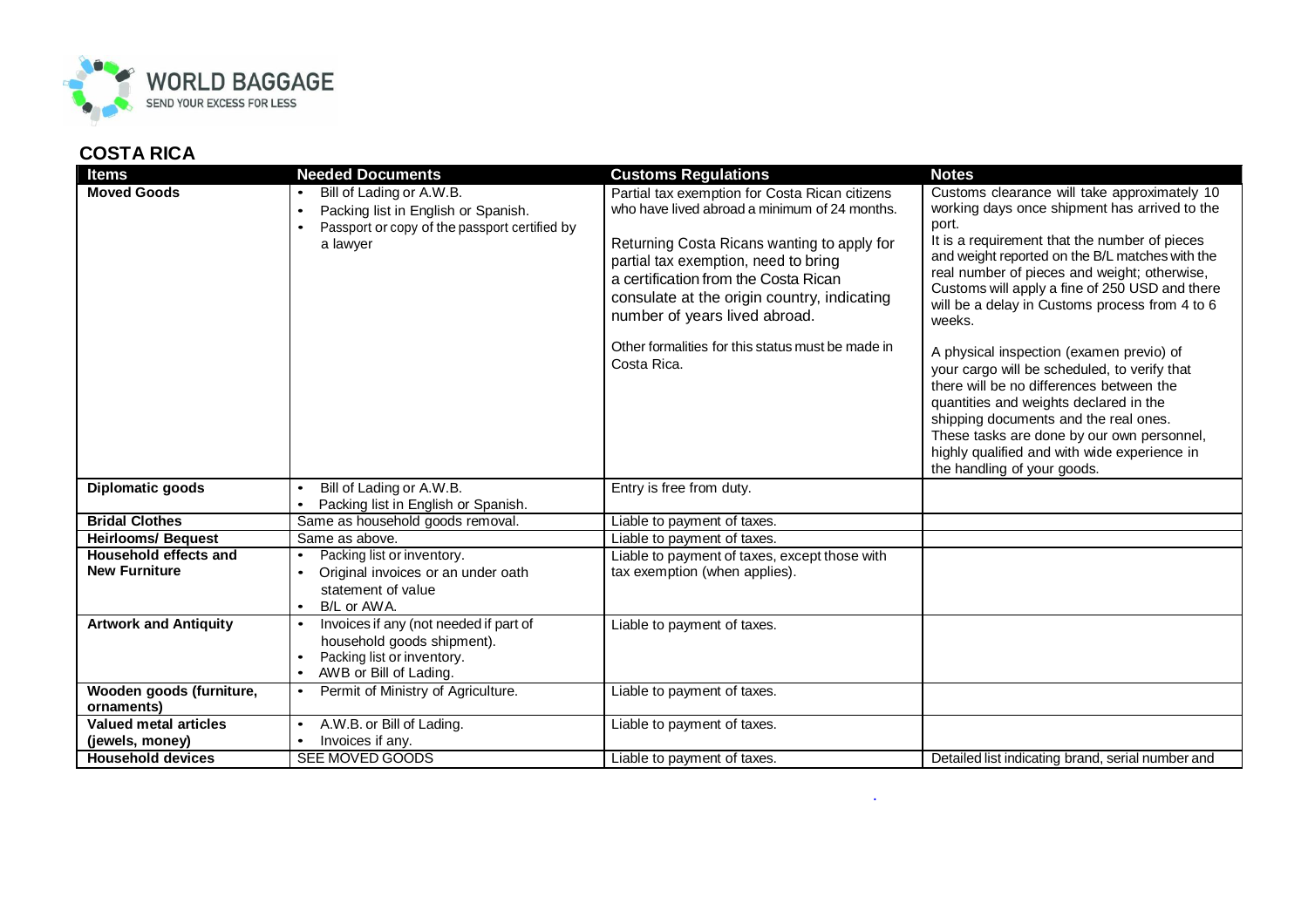## COSTA RICA

| Items | Needed Documents | Customs Regulations | Notes |
|---|---|---|---|
| **Moved Goods** | • Bill of Lading or A.W.B.<br>• Packing list in English or Spanish.<br>• Passport or copy of the passport certified by a lawyer | Partial tax exemption for Costa Rican citizens who have lived abroad a minimum of 24 months.<br><br>Returning Costa Ricans wanting to apply for partial tax exemption, need to bring a certification from the Costa Rican consulate at the origin country, indicating number of years lived abroad.<br><br>Other formalities for this status must be made in Costa Rica. | Customs clearance will take approximately 10 working days once shipment has arrived to the port.<br>It is a requirement that the number of pieces and weight reported on the B/L matches with the real number of pieces and weight; otherwise, Customs will apply a fine of 250 USD and there will be a delay in Customs process from 4 to 6 weeks.<br><br>A physical inspection (examen previo) of your cargo will be scheduled, to verify that there will be no differences between the quantities and weights declared in the shipping documents and the real ones.<br>These tasks are done by our own personnel, highly qualified and with wide experience in the handling of your goods. |
| **Diplomatic goods** | • Bill of Lading or A.W.B.<br>• Packing list in English or Spanish. | Entry is free from duty. | |
| **Bridal Clothes** | Same as household goods removal. | Liable to payment of taxes. | |
| **Heirlooms/ Bequest** | Same as above. | Liable to payment of taxes. | |
| **Household effects and New Furniture** | • Packing list or inventory.<br>• Original invoices or an under oath statement of value<br>• B/L or AWA. | Liable to payment of taxes, except those with tax exemption (when applies). | |
| **Artwork and Antiquity** | • Invoices if any (not needed if part of household goods shipment).<br>• Packing list or inventory.<br>• AWB or Bill of Lading. | Liable to payment of taxes. | |
| **Wooden goods (furniture, ornaments)** | • Permit of Ministry of Agriculture. | Liable to payment of taxes. | |
| **Valued metal articles (jewels, money)** | • A.W.B. or Bill of Lading.<br>• Invoices if any. | Liable to payment of taxes. | |
| **Household devices** | SEE MOVED GOODS | Liable to payment of taxes. | Detailed list indicating brand, serial number and |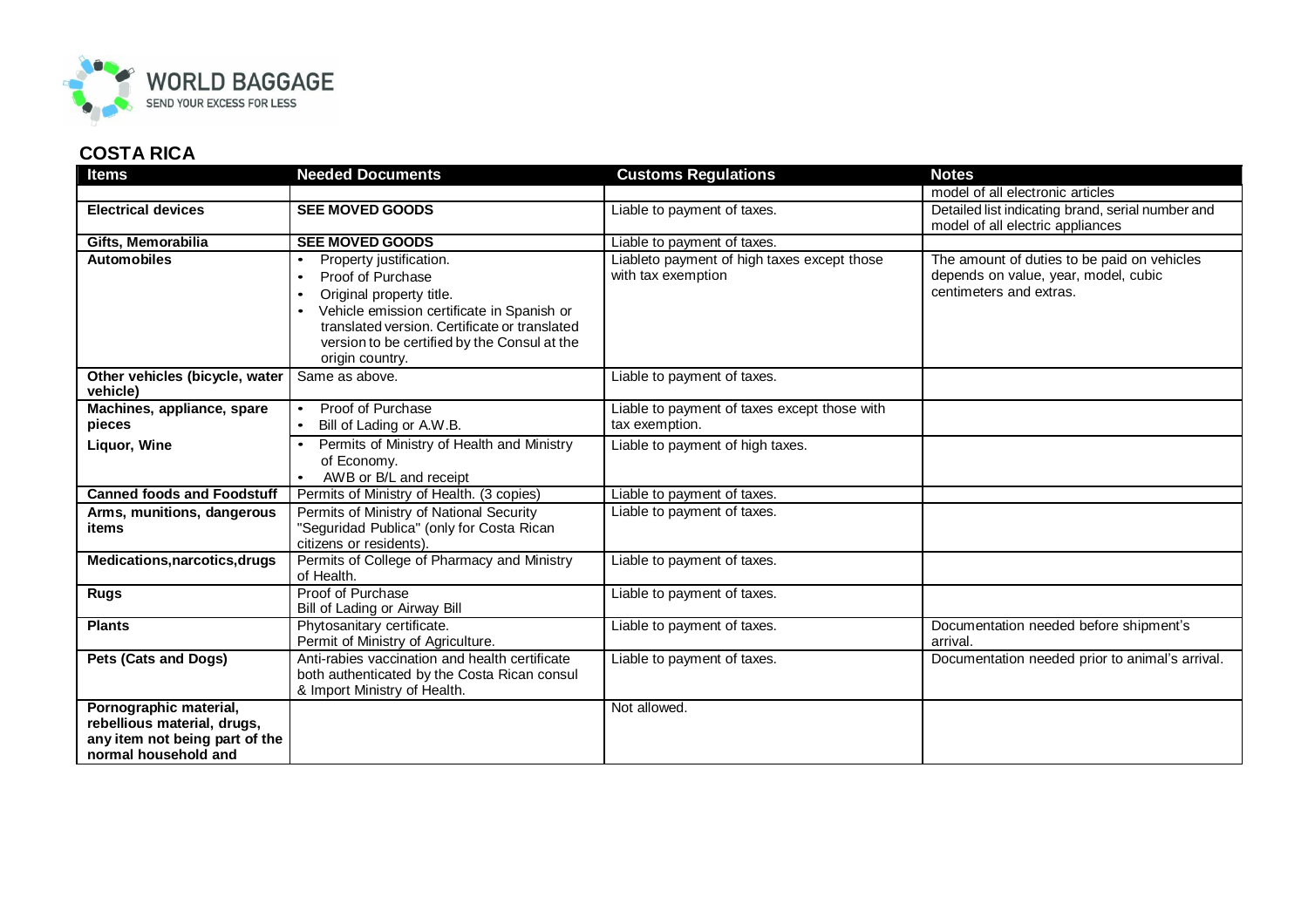## COSTA RICA

| Items | Needed Documents | Customs Regulations | Notes |
|---|---|---|---|
| | | | model of all electronic articles |
| **Electrical devices** | **SEE MOVED GOODS** | Liable to payment of taxes. | Detailed list indicating brand, serial number and model of all electric appliances |
| **Gifts, Memorabilia** | **SEE MOVED GOODS** | Liable to payment of taxes. | |
| **Automobiles** | • Property justification.<br>• Proof of Purchase<br>• Original property title.<br>• Vehicle emission certificate in Spanish or translated version. Certificate or translated version to be certified by the Consul at the origin country. | Liableto payment of high taxes except those with tax exemption | The amount of duties to be paid on vehicles depends on value, year, model, cubic centimeters and extras. |
| **Other vehicles (bicycle, water vehicle)** | Same as above. | Liable to payment of taxes. | |
| **Machines, appliance, spare pieces** | • Proof of Purchase<br>• Bill of Lading or A.W.B. | Liable to payment of taxes except those with tax exemption. | |
| **Liquor, Wine** | • Permits of Ministry of Health and Ministry of Economy.<br>• AWB or B/L and receipt | Liable to payment of high taxes. | |
| **Canned foods and Foodstuff** | Permits of Ministry of Health. (3 copies) | Liable to payment of taxes. | |
| **Arms, munitions, dangerous items** | Permits of Ministry of National Security "Seguridad Publica" (only for Costa Rican citizens or residents). | Liable to payment of taxes. | |
| **Medications,narcotics,drugs** | Permits of College of Pharmacy and Ministry of Health. | Liable to payment of taxes. | |
| **Rugs** | Proof of Purchase<br>Bill of Lading or Airway Bill | Liable to payment of taxes. | |
| **Plants** | Phytosanitary certificate.<br>Permit of Ministry of Agriculture. | Liable to payment of taxes. | Documentation needed before shipment's arrival. |
| **Pets (Cats and Dogs)** | Anti-rabies vaccination and health certificate both authenticated by the Costa Rican consul & Import Ministry of Health. | Liable to payment of taxes. | Documentation needed prior to animal's arrival. |
| **Pornographic material, rebellious material, drugs, any item not being part of the normal household and** | | Not allowed. | |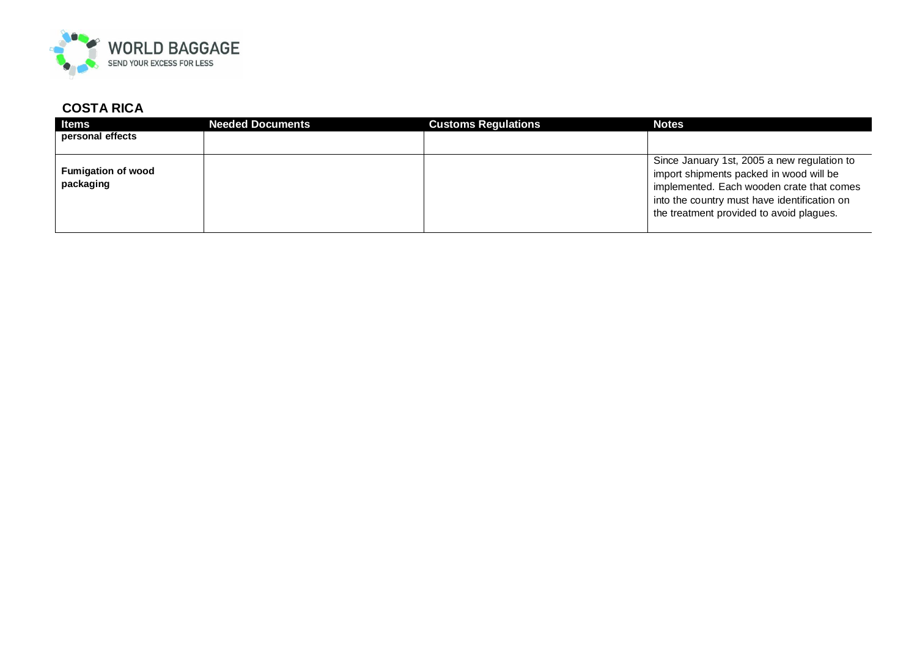## COSTA RICA

| Items | Needed Documents | Customs Regulations | Notes |
|---|---|---|---|
| **personal effects** | | | |
| **Fumigation of wood packaging** | | | Since January 1st, 2005 a new regulation to import shipments packed in wood will be implemented. Each wooden crate that comes into the country must have identification on the treatment provided to avoid plagues. |